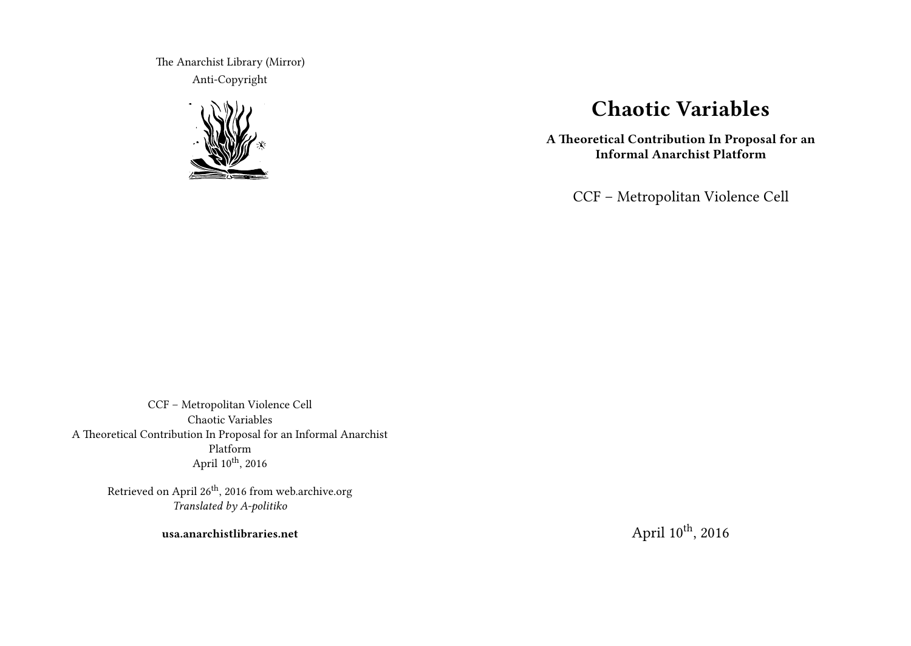The Anarchist Library (Mirror)
Anti-Copyright

# Chaotic Variables

**A Theoretical Contribution In Proposal for an Informal Anarchist Platform**

CCF – Metropolitan Violence Cell

April 10th, 2016

CCF – Metropolitan Violence Cell
Chaotic Variables
A Theoretical Contribution In Proposal for an Informal Anarchist Platform
April 10th, 2016

Retrieved on April 26th, 2016 from web.archive.org
*Translated by A-politiko*

**usa.anarchistlibraries.net**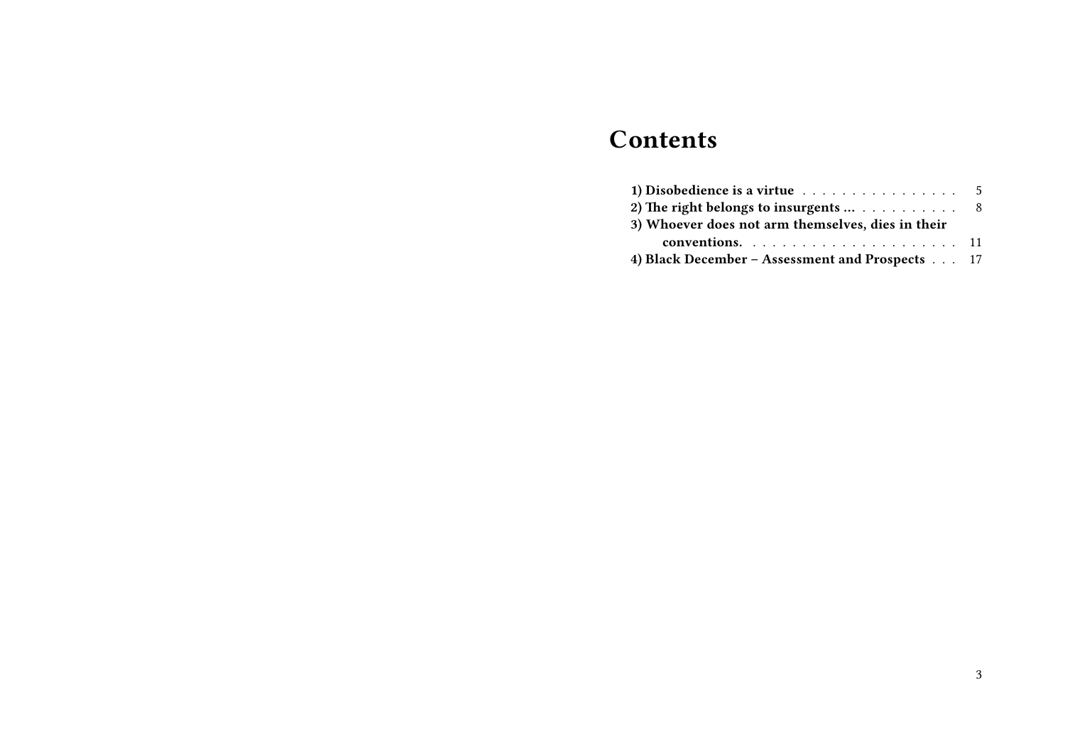# Contents

**1) Disobedience is a virtue** . . . . . . . . . . . . . . . . 5
**2) The right belongs to insurgents …** . . . . . . . . . . . 8
**3) Whoever does not arm themselves, dies in their conventions.** . . . . . . . . . . . . . . . . . . . . . 11
**4) Black December – Assessment and Prospects** . . . 17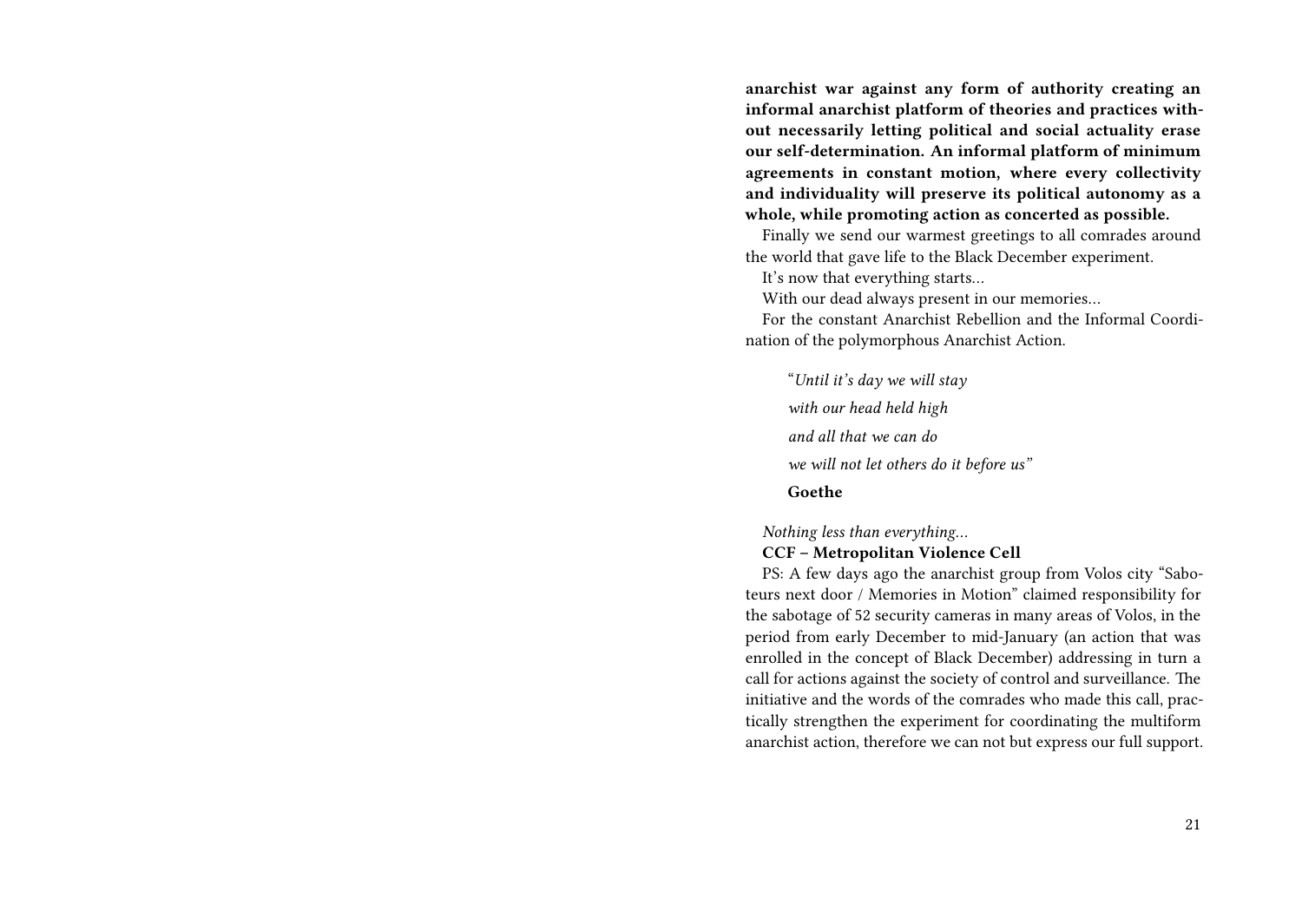**anarchist war against any form of authority creating an informal anarchist platform of theories and practices without necessarily letting political and social actuality erase our self-determination. An informal platform of minimum agreements in constant motion, where every collectivity and individuality will preserve its political autonomy as a whole, while promoting action as concerted as possible.**

Finally we send our warmest greetings to all comrades around the world that gave life to the Black December experiment.

It's now that everything starts…

With our dead always present in our memories…

For the constant Anarchist Rebellion and the Informal Coordination of the polymorphous Anarchist Action.

> "*Until it's day we will stay*
>
> *with our head held high*
>
> *and all that we can do*
>
> *we will not let others do it before us"*
>
> **Goethe**

*Nothing less than everything…*

**CCF – Metropolitan Violence Cell**

PS: A few days ago the anarchist group from Volos city "Saboteurs next door / Memories in Motion" claimed responsibility for the sabotage of 52 security cameras in many areas of Volos, in the period from early December to mid-January (an action that was enrolled in the concept of Black December) addressing in turn a call for actions against the society of control and surveillance. The initiative and the words of the comrades who made this call, practically strengthen the experiment for coordinating the multiform anarchist action, therefore we can not but express our full support.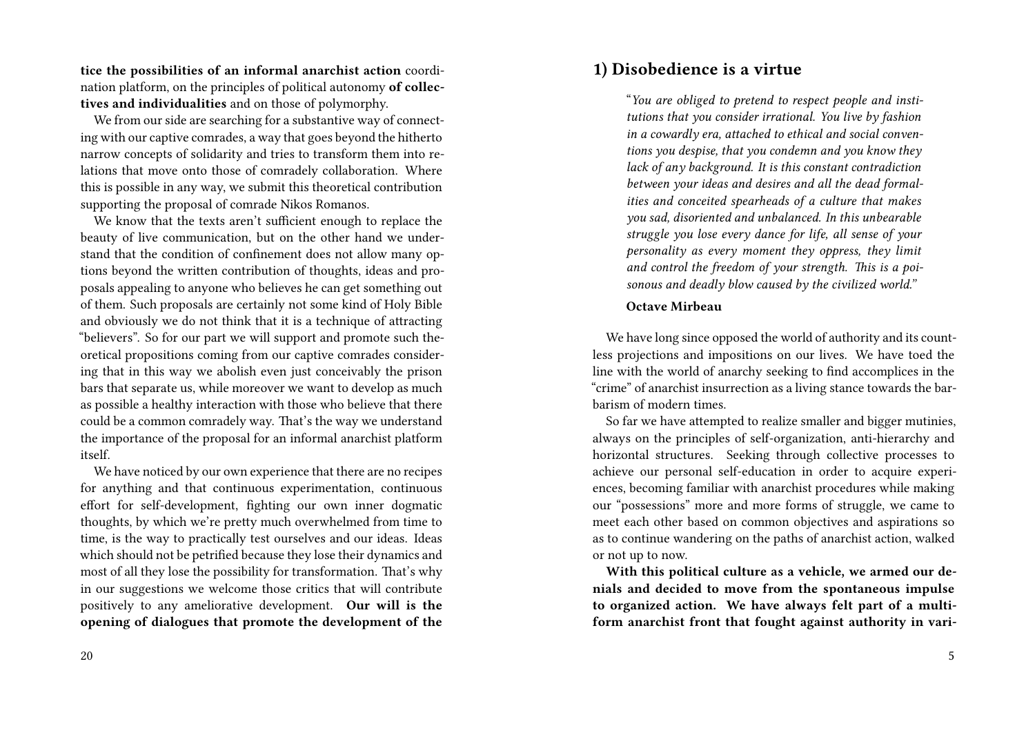**tice the possibilities of an informal anarchist action** coordination platform, on the principles of political autonomy **of collectives and individualities** and on those of polymorphy.

We from our side are searching for a substantive way of connecting with our captive comrades, a way that goes beyond the hitherto narrow concepts of solidarity and tries to transform them into relations that move onto those of comradely collaboration. Where this is possible in any way, we submit this theoretical contribution supporting the proposal of comrade Nikos Romanos.

We know that the texts aren't sufficient enough to replace the beauty of live communication, but on the other hand we understand that the condition of confinement does not allow many options beyond the written contribution of thoughts, ideas and proposals appealing to anyone who believes he can get something out of them. Such proposals are certainly not some kind of Holy Bible and obviously we do not think that it is a technique of attracting "believers". So for our part we will support and promote such theoretical propositions coming from our captive comrades considering that in this way we abolish even just conceivably the prison bars that separate us, while moreover we want to develop as much as possible a healthy interaction with those who believe that there could be a common comradely way. That's the way we understand the importance of the proposal for an informal anarchist platform itself.

We have noticed by our own experience that there are no recipes for anything and that continuous experimentation, continuous effort for self-development, fighting our own inner dogmatic thoughts, by which we're pretty much overwhelmed from time to time, is the way to practically test ourselves and our ideas. Ideas which should not be petrified because they lose their dynamics and most of all they lose the possibility for transformation. That's why in our suggestions we welcome those critics that will contribute positively to any ameliorative development. **Our will is the opening of dialogues that promote the development of the**

## 1) Disobedience is a virtue

> "*You are obliged to pretend to respect people and institutions that you consider irrational. You live by fashion in a cowardly era, attached to ethical and social conventions you despise, that you condemn and you know they lack of any background. It is this constant contradiction between your ideas and desires and all the dead formalities and conceited spearheads of a culture that makes you sad, disoriented and unbalanced. In this unbearable struggle you lose every dance for life, all sense of your personality as every moment they oppress, they limit and control the freedom of your strength. This is a poisonous and deadly blow caused by the civilized world.*"
>
> **Octave Mirbeau**

We have long since opposed the world of authority and its countless projections and impositions on our lives. We have toed the line with the world of anarchy seeking to find accomplices in the "crime" of anarchist insurrection as a living stance towards the barbarism of modern times.

So far we have attempted to realize smaller and bigger mutinies, always on the principles of self-organization, anti-hierarchy and horizontal structures. Seeking through collective processes to achieve our personal self-education in order to acquire experiences, becoming familiar with anarchist procedures while making our "possessions" more and more forms of struggle, we came to meet each other based on common objectives and aspirations so as to continue wandering on the paths of anarchist action, walked or not up to now.

**With this political culture as a vehicle, we armed our denials and decided to move from the spontaneous impulse to organized action. We have always felt part of a multiform anarchist front that fought against authority in vari-**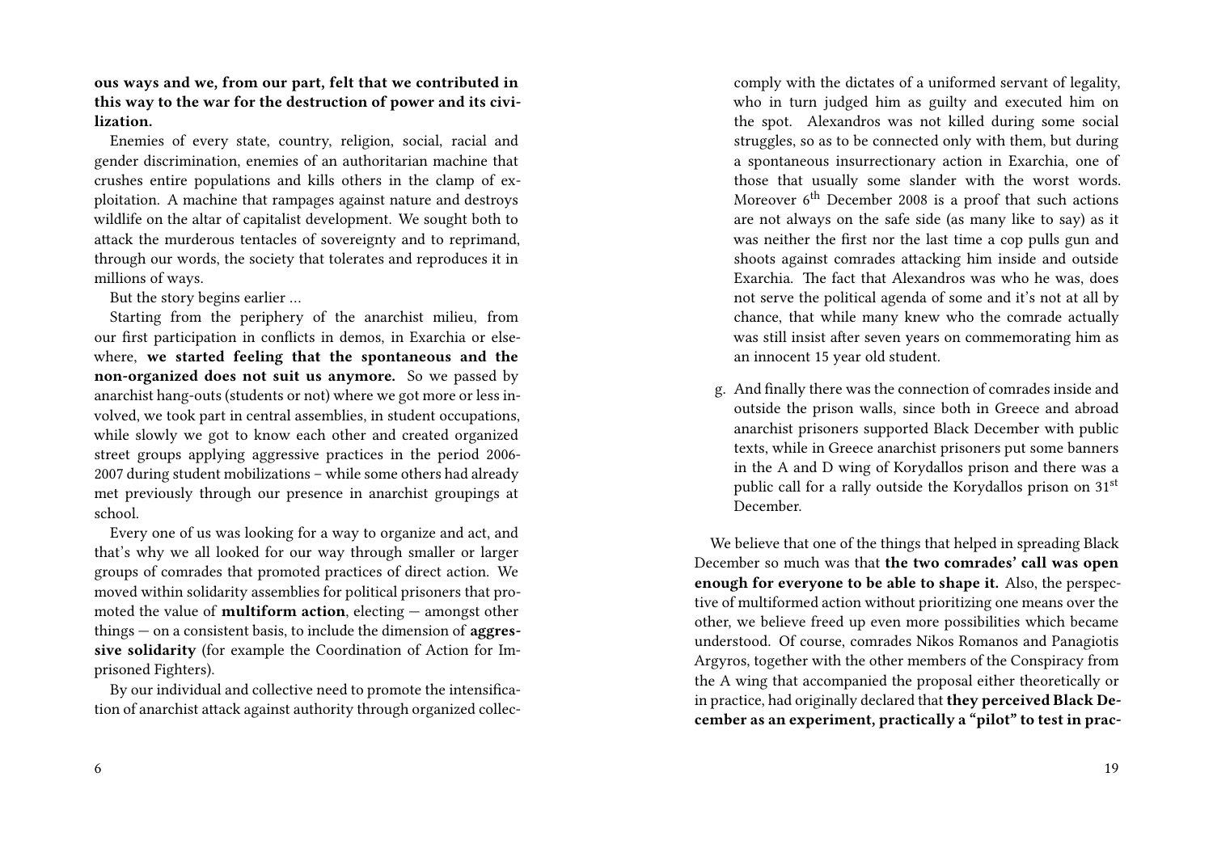**ous ways and we, from our part, felt that we contributed in this way to the war for the destruction of power and its civilization.**

Enemies of every state, country, religion, social, racial and gender discrimination, enemies of an authoritarian machine that crushes entire populations and kills others in the clamp of exploitation. A machine that rampages against nature and destroys wildlife on the altar of capitalist development. We sought both to attack the murderous tentacles of sovereignty and to reprimand, through our words, the society that tolerates and reproduces it in millions of ways.

But the story begins earlier …

Starting from the periphery of the anarchist milieu, from our first participation in conflicts in demos, in Exarchia or elsewhere, **we started feeling that the spontaneous and the non-organized does not suit us anymore.** So we passed by anarchist hang-outs (students or not) where we got more or less involved, we took part in central assemblies, in student occupations, while slowly we got to know each other and created organized street groups applying aggressive practices in the period 2006-2007 during student mobilizations – while some others had already met previously through our presence in anarchist groupings at school.

Every one of us was looking for a way to organize and act, and that's why we all looked for our way through smaller or larger groups of comrades that promoted practices of direct action. We moved within solidarity assemblies for political prisoners that promoted the value of **multiform action**, electing — amongst other things — on a consistent basis, to include the dimension of **aggressive solidarity** (for example the Coordination of Action for Imprisoned Fighters).

By our individual and collective need to promote the intensification of anarchist attack against authority through organized collec-

comply with the dictates of a uniformed servant of legality, who in turn judged him as guilty and executed him on the spot. Alexandros was not killed during some social struggles, so as to be connected only with them, but during a spontaneous insurrectionary action in Exarchia, one of those that usually some slander with the worst words. Moreover 6th December 2008 is a proof that such actions are not always on the safe side (as many like to say) as it was neither the first nor the last time a cop pulls gun and shoots against comrades attacking him inside and outside Exarchia. The fact that Alexandros was who he was, does not serve the political agenda of some and it's not at all by chance, that while many knew who the comrade actually was still insist after seven years on commemorating him as an innocent 15 year old student.

g. And finally there was the connection of comrades inside and outside the prison walls, since both in Greece and abroad anarchist prisoners supported Black December with public texts, while in Greece anarchist prisoners put some banners in the A and D wing of Korydallos prison and there was a public call for a rally outside the Korydallos prison on 31st December.

We believe that one of the things that helped in spreading Black December so much was that **the two comrades' call was open enough for everyone to be able to shape it.** Also, the perspective of multiformed action without prioritizing one means over the other, we believe freed up even more possibilities which became understood. Of course, comrades Nikos Romanos and Panagiotis Argyros, together with the other members of the Conspiracy from the A wing that accompanied the proposal either theoretically or in practice, had originally declared that **they perceived Black December as an experiment, practically a "pilot" to test in prac-**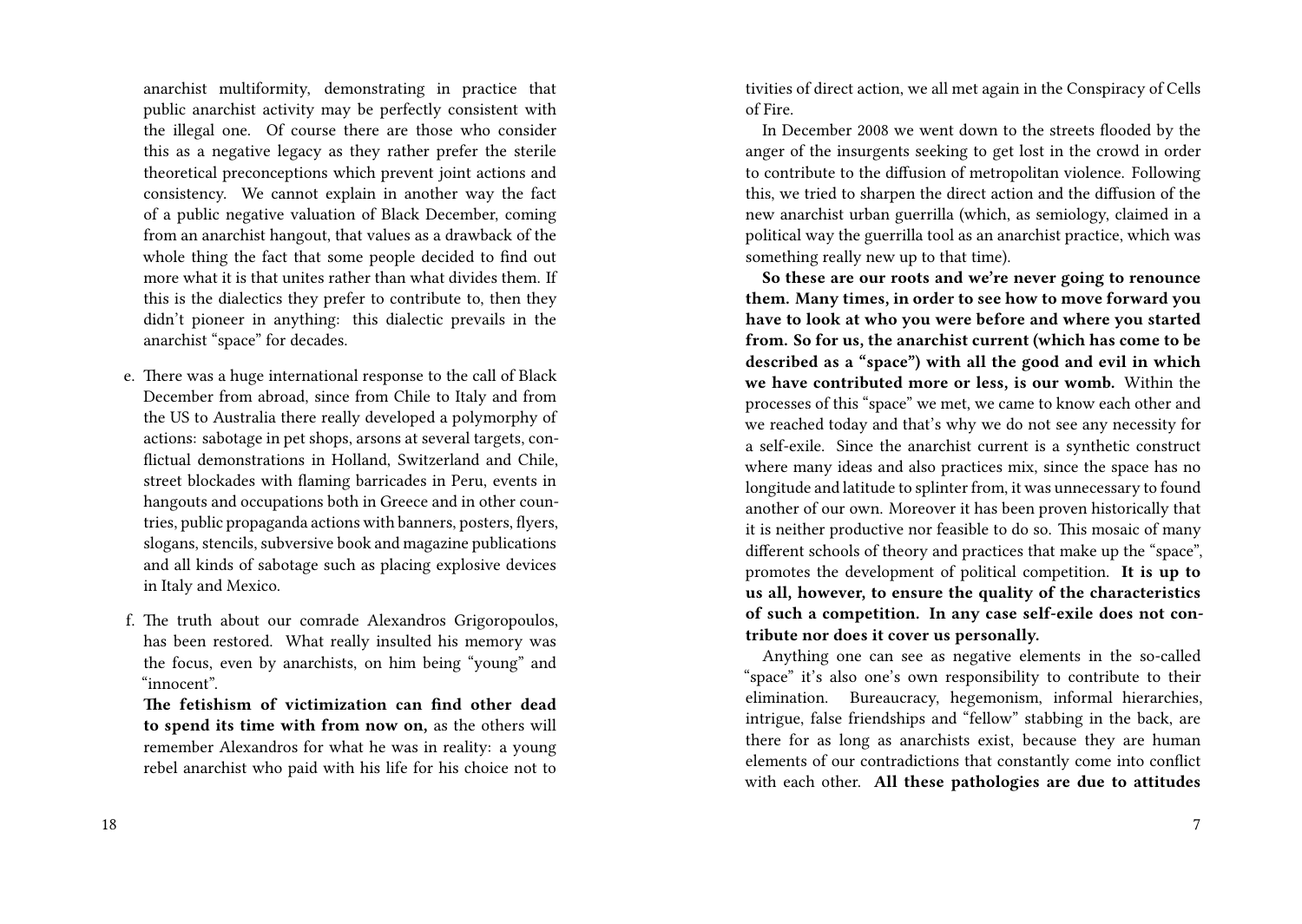anarchist multiformity, demonstrating in practice that public anarchist activity may be perfectly consistent with the illegal one. Of course there are those who consider this as a negative legacy as they rather prefer the sterile theoretical preconceptions which prevent joint actions and consistency. We cannot explain in another way the fact of a public negative valuation of Black December, coming from an anarchist hangout, that values as a drawback of the whole thing the fact that some people decided to find out more what it is that unites rather than what divides them. If this is the dialectics they prefer to contribute to, then they didn't pioneer in anything: this dialectic prevails in the anarchist "space" for decades.

e. There was a huge international response to the call of Black December from abroad, since from Chile to Italy and from the US to Australia there really developed a polymorphy of actions: sabotage in pet shops, arsons at several targets, conflictual demonstrations in Holland, Switzerland and Chile, street blockades with flaming barricades in Peru, events in hangouts and occupations both in Greece and in other countries, public propaganda actions with banners, posters, flyers, slogans, stencils, subversive book and magazine publications and all kinds of sabotage such as placing explosive devices in Italy and Mexico.

f. The truth about our comrade Alexandros Grigoropoulos, has been restored. What really insulted his memory was the focus, even by anarchists, on him being "young" and "innocent".

   **The fetishism of victimization can find other dead to spend its time with from now on,** as the others will remember Alexandros for what he was in reality: a young rebel anarchist who paid with his life for his choice not to

tivities of direct action, we all met again in the Conspiracy of Cells of Fire.

In December 2008 we went down to the streets flooded by the anger of the insurgents seeking to get lost in the crowd in order to contribute to the diffusion of metropolitan violence. Following this, we tried to sharpen the direct action and the diffusion of the new anarchist urban guerrilla (which, as semiology, claimed in a political way the guerrilla tool as an anarchist practice, which was something really new up to that time).

**So these are our roots and we're never going to renounce them. Many times, in order to see how to move forward you have to look at who you were before and where you started from. So for us, the anarchist current (which has come to be described as a "space") with all the good and evil in which we have contributed more or less, is our womb.** Within the processes of this "space" we met, we came to know each other and we reached today and that's why we do not see any necessity for a self-exile. Since the anarchist current is a synthetic construct where many ideas and also practices mix, since the space has no longitude and latitude to splinter from, it was unnecessary to found another of our own. Moreover it has been proven historically that it is neither productive nor feasible to do so. This mosaic of many different schools of theory and practices that make up the "space", promotes the development of political competition. **It is up to us all, however, to ensure the quality of the characteristics of such a competition. In any case self-exile does not contribute nor does it cover us personally.**

Anything one can see as negative elements in the so-called "space" it's also one's own responsibility to contribute to their elimination. Bureaucracy, hegemonism, informal hierarchies, intrigue, false friendships and "fellow" stabbing in the back, are there for as long as anarchists exist, because they are human elements of our contradictions that constantly come into conflict with each other. **All these pathologies are due to attitudes**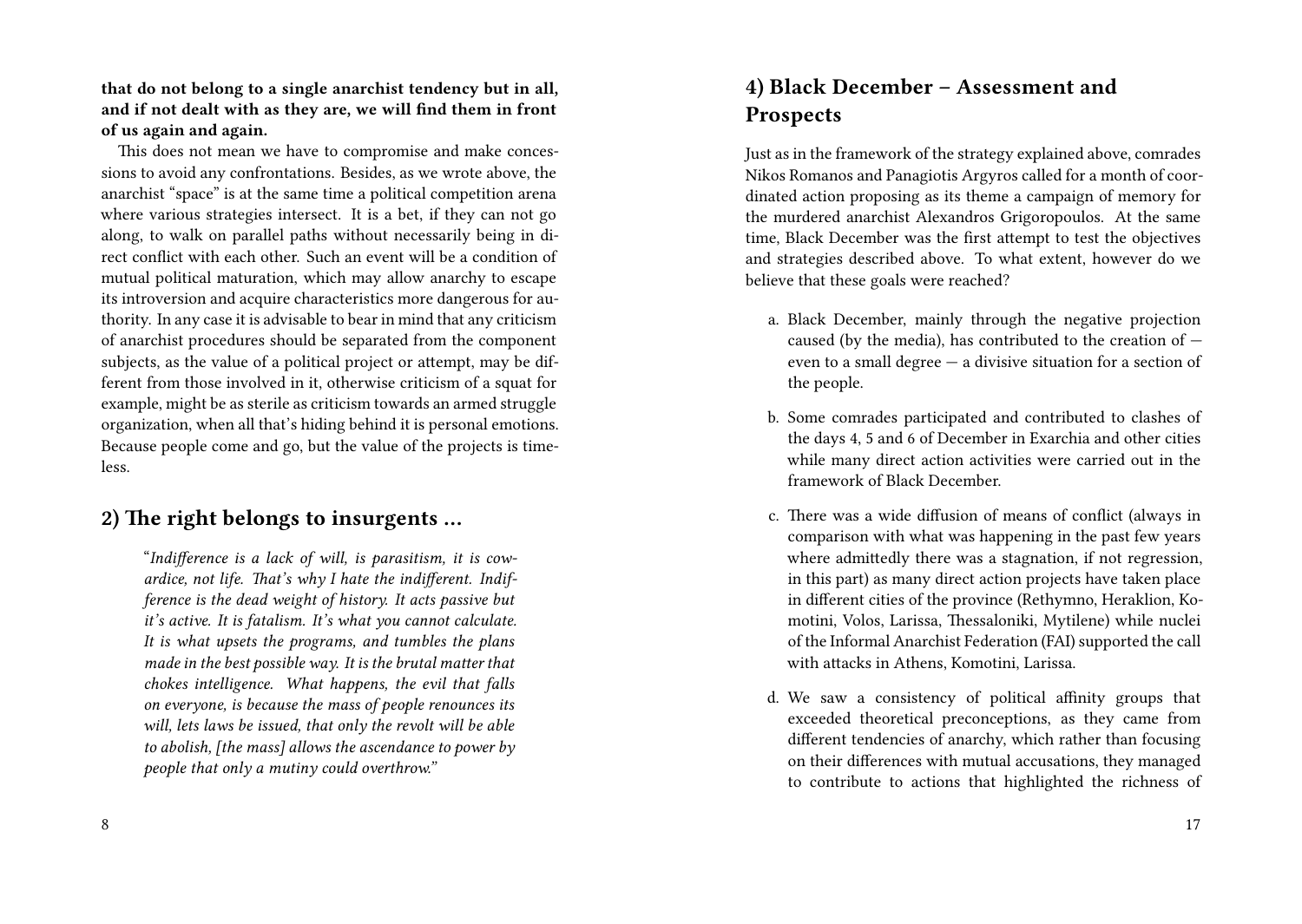**that do not belong to a single anarchist tendency but in all, and if not dealt with as they are, we will find them in front of us again and again.**

This does not mean we have to compromise and make concessions to avoid any confrontations. Besides, as we wrote above, the anarchist "space" is at the same time a political competition arena where various strategies intersect. It is a bet, if they can not go along, to walk on parallel paths without necessarily being in direct conflict with each other. Such an event will be a condition of mutual political maturation, which may allow anarchy to escape its introversion and acquire characteristics more dangerous for authority. In any case it is advisable to bear in mind that any criticism of anarchist procedures should be separated from the component subjects, as the value of a political project or attempt, may be different from those involved in it, otherwise criticism of a squat for example, might be as sterile as criticism towards an armed struggle organization, when all that's hiding behind it is personal emotions. Because people come and go, but the value of the projects is timeless.

## 2) The right belongs to insurgents …

> "*Indifference is a lack of will, is parasitism, it is cowardice, not life. That's why I hate the indifferent. Indifference is the dead weight of history. It acts passive but it's active. It is fatalism. It's what you cannot calculate. It is what upsets the programs, and tumbles the plans made in the best possible way. It is the brutal matter that chokes intelligence. What happens, the evil that falls on everyone, is because the mass of people renounces its will, lets laws be issued, that only the revolt will be able to abolish, [the mass] allows the ascendance to power by people that only a mutiny could overthrow.*"

## 4) Black December – Assessment and Prospects

Just as in the framework of the strategy explained above, comrades Nikos Romanos and Panagiotis Argyros called for a month of coordinated action proposing as its theme a campaign of memory for the murdered anarchist Alexandros Grigoropoulos. At the same time, Black December was the first attempt to test the objectives and strategies described above. To what extent, however do we believe that these goals were reached?

a. Black December, mainly through the negative projection caused (by the media), has contributed to the creation of — even to a small degree — a divisive situation for a section of the people.

b. Some comrades participated and contributed to clashes of the days 4, 5 and 6 of December in Exarchia and other cities while many direct action activities were carried out in the framework of Black December.

c. There was a wide diffusion of means of conflict (always in comparison with what was happening in the past few years where admittedly there was a stagnation, if not regression, in this part) as many direct action projects have taken place in different cities of the province (Rethymno, Heraklion, Komotini, Volos, Larissa, Thessaloniki, Mytilene) while nuclei of the Informal Anarchist Federation (FAI) supported the call with attacks in Athens, Komotini, Larissa.

d. We saw a consistency of political affinity groups that exceeded theoretical preconceptions, as they came from different tendencies of anarchy, which rather than focusing on their differences with mutual accusations, they managed to contribute to actions that highlighted the richness of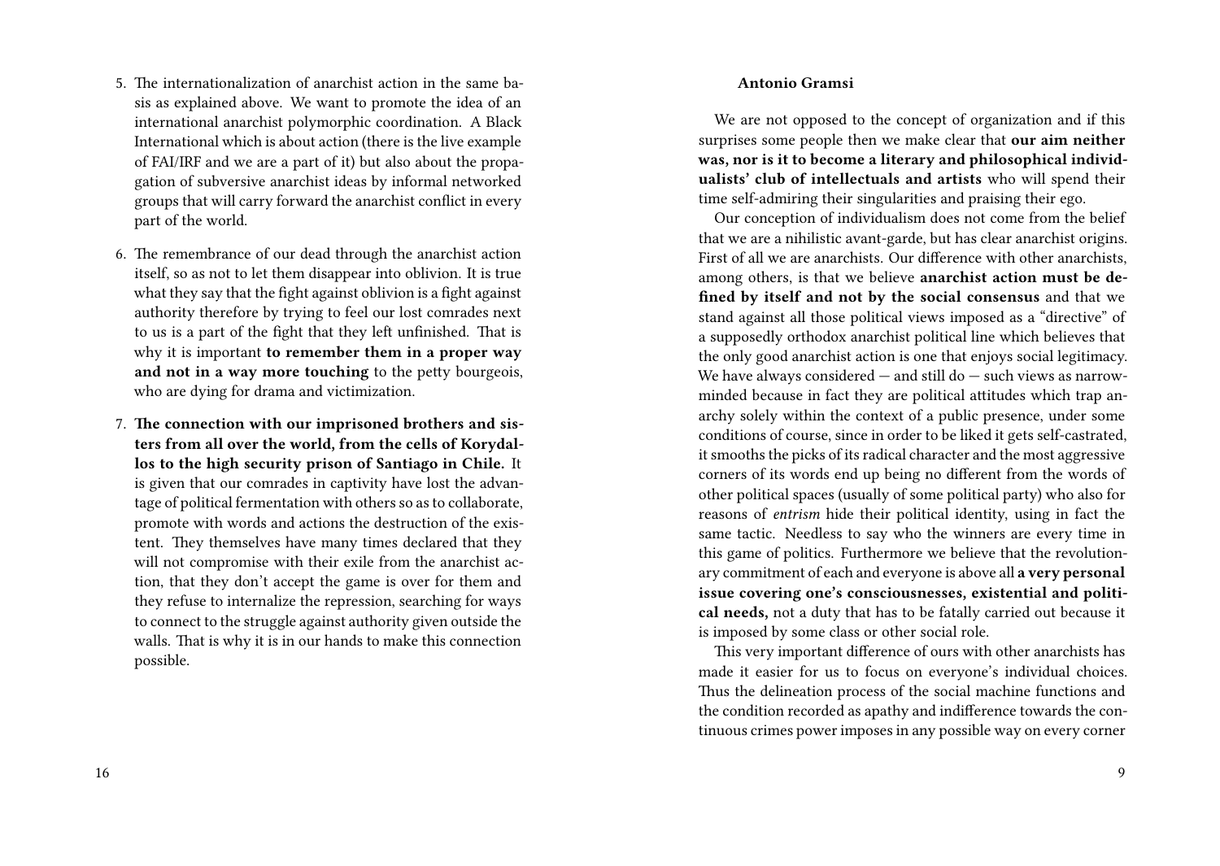5. The internationalization of anarchist action in the same basis as explained above. We want to promote the idea of an international anarchist polymorphic coordination. A Black International which is about action (there is the live example of FAI/IRF and we are a part of it) but also about the propagation of subversive anarchist ideas by informal networked groups that will carry forward the anarchist conflict in every part of the world.

6. The remembrance of our dead through the anarchist action itself, so as not to let them disappear into oblivion. It is true what they say that the fight against oblivion is a fight against authority therefore by trying to feel our lost comrades next to us is a part of the fight that they left unfinished. That is why it is important **to remember them in a proper way and not in a way more touching** to the petty bourgeois, who are dying for drama and victimization.

7. **The connection with our imprisoned brothers and sisters from all over the world, from the cells of Korydallos to the high security prison of Santiago in Chile.** It is given that our comrades in captivity have lost the advantage of political fermentation with others so as to collaborate, promote with words and actions the destruction of the existent. They themselves have many times declared that they will not compromise with their exile from the anarchist action, that they don't accept the game is over for them and they refuse to internalize the repression, searching for ways to connect to the struggle against authority given outside the walls. That is why it is in our hands to make this connection possible.

**Antonio Gramsi**

We are not opposed to the concept of organization and if this surprises some people then we make clear that **our aim neither was, nor is it to become a literary and philosophical individualists' club of intellectuals and artists** who will spend their time self-admiring their singularities and praising their ego.

Our conception of individualism does not come from the belief that we are a nihilistic avant-garde, but has clear anarchist origins. First of all we are anarchists. Our difference with other anarchists, among others, is that we believe **anarchist action must be defined by itself and not by the social consensus** and that we stand against all those political views imposed as a "directive" of a supposedly orthodox anarchist political line which believes that the only good anarchist action is one that enjoys social legitimacy. We have always considered — and still do — such views as narrow-minded because in fact they are political attitudes which trap anarchy solely within the context of a public presence, under some conditions of course, since in order to be liked it gets self-castrated, it smooths the picks of its radical character and the most aggressive corners of its words end up being no different from the words of other political spaces (usually of some political party) who also for reasons of *entrism* hide their political identity, using in fact the same tactic. Needless to say who the winners are every time in this game of politics. Furthermore we believe that the revolutionary commitment of each and everyone is above all **a very personal issue covering one's consciousnesses, existential and political needs,** not a duty that has to be fatally carried out because it is imposed by some class or other social role.

This very important difference of ours with other anarchists has made it easier for us to focus on everyone's individual choices. Thus the delineation process of the social machine functions and the condition recorded as apathy and indifference towards the continuous crimes power imposes in any possible way on every corner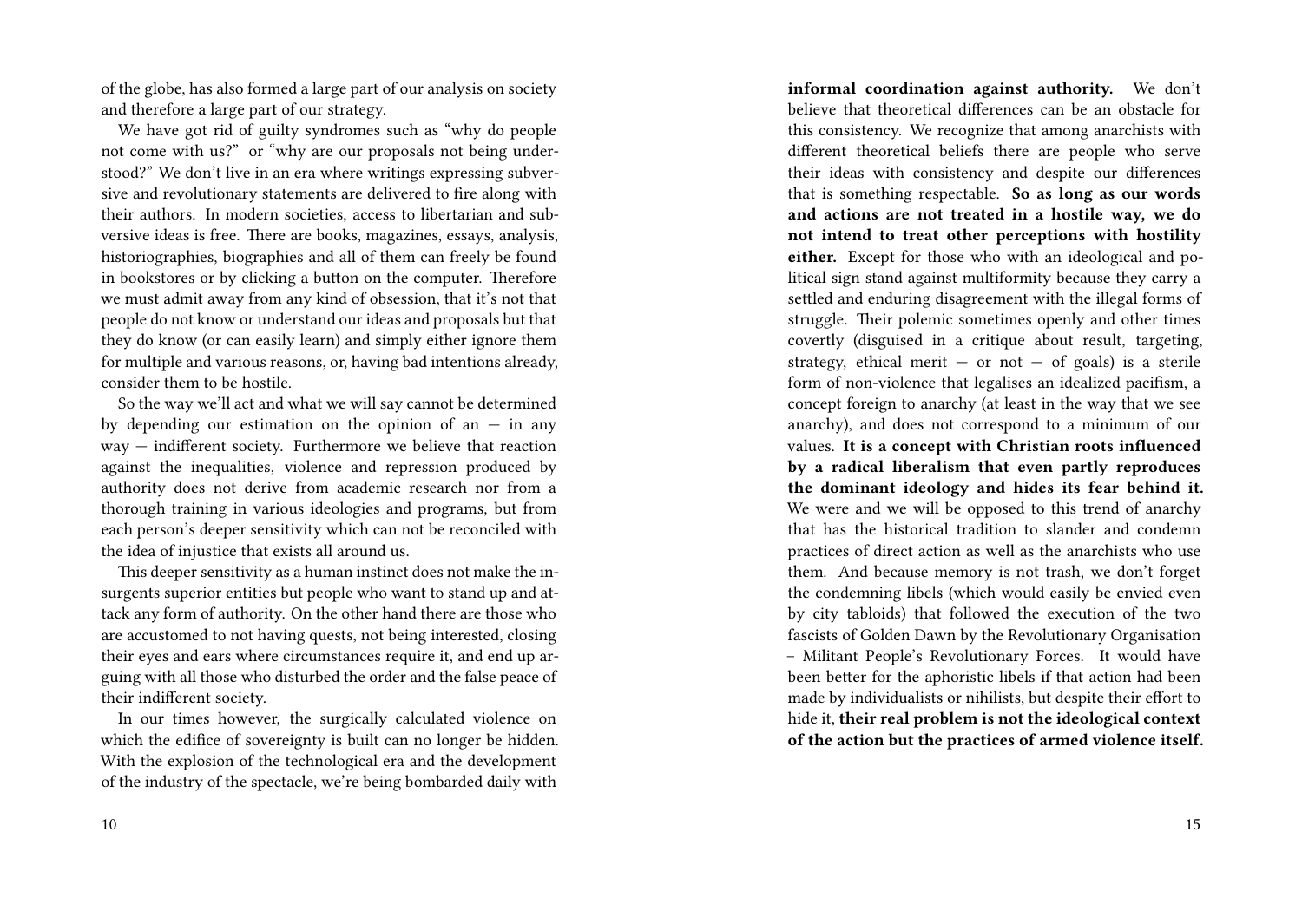of the globe, has also formed a large part of our analysis on society and therefore a large part of our strategy.

We have got rid of guilty syndromes such as "why do people not come with us?" or "why are our proposals not being understood?" We don't live in an era where writings expressing subversive and revolutionary statements are delivered to fire along with their authors. In modern societies, access to libertarian and subversive ideas is free. There are books, magazines, essays, analysis, historiographies, biographies and all of them can freely be found in bookstores or by clicking a button on the computer. Therefore we must admit away from any kind of obsession, that it's not that people do not know or understand our ideas and proposals but that they do know (or can easily learn) and simply either ignore them for multiple and various reasons, or, having bad intentions already, consider them to be hostile.

So the way we'll act and what we will say cannot be determined by depending our estimation on the opinion of an — in any way — indifferent society. Furthermore we believe that reaction against the inequalities, violence and repression produced by authority does not derive from academic research nor from a thorough training in various ideologies and programs, but from each person's deeper sensitivity which can not be reconciled with the idea of injustice that exists all around us.

This deeper sensitivity as a human instinct does not make the insurgents superior entities but people who want to stand up and attack any form of authority. On the other hand there are those who are accustomed to not having quests, not being interested, closing their eyes and ears where circumstances require it, and end up arguing with all those who disturbed the order and the false peace of their indifferent society.

In our times however, the surgically calculated violence on which the edifice of sovereignty is built can no longer be hidden. With the explosion of the technological era and the development of the industry of the spectacle, we're being bombarded daily with

**informal coordination against authority.** We don't believe that theoretical differences can be an obstacle for this consistency. We recognize that among anarchists with different theoretical beliefs there are people who serve their ideas with consistency and despite our differences that is something respectable. **So as long as our words and actions are not treated in a hostile way, we do not intend to treat other perceptions with hostility either.** Except for those who with an ideological and political sign stand against multiformity because they carry a settled and enduring disagreement with the illegal forms of struggle. Their polemic sometimes openly and other times covertly (disguised in a critique about result, targeting, strategy, ethical merit — or not — of goals) is a sterile form of non-violence that legalises an idealized pacifism, a concept foreign to anarchy (at least in the way that we see anarchy), and does not correspond to a minimum of our values. **It is a concept with Christian roots influenced by a radical liberalism that even partly reproduces the dominant ideology and hides its fear behind it.** We were and we will be opposed to this trend of anarchy that has the historical tradition to slander and condemn practices of direct action as well as the anarchists who use them. And because memory is not trash, we don't forget the condemning libels (which would easily be envied even by city tabloids) that followed the execution of the two fascists of Golden Dawn by the Revolutionary Organisation – Militant People's Revolutionary Forces. It would have been better for the aphoristic libels if that action had been made by individualists or nihilists, but despite their effort to hide it, **their real problem is not the ideological context of the action but the practices of armed violence itself.**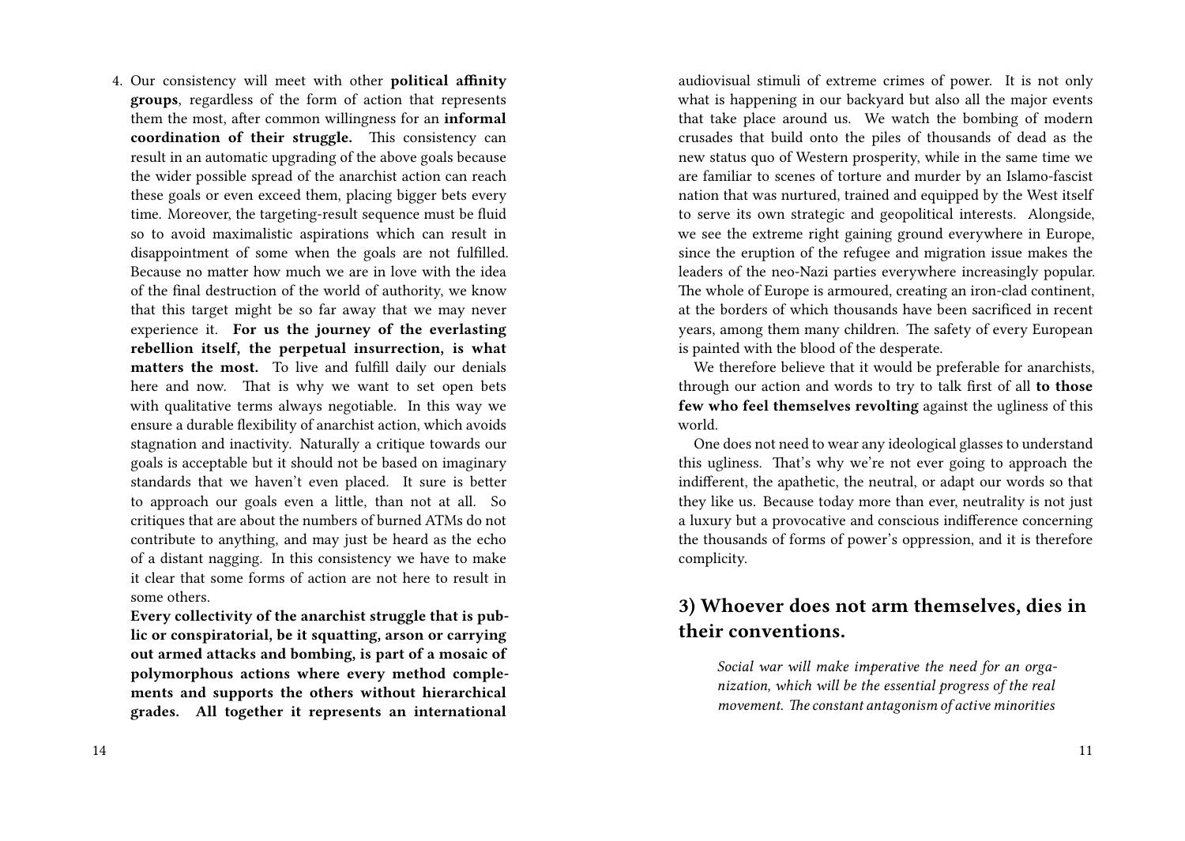4. Our consistency will meet with other **political affinity groups**, regardless of the form of action that represents them the most, after common willingness for an **informal coordination of their struggle.** This consistency can result in an automatic upgrading of the above goals because the wider possible spread of the anarchist action can reach these goals or even exceed them, placing bigger bets every time. Moreover, the targeting-result sequence must be fluid so to avoid maximalistic aspirations which can result in disappointment of some when the goals are not fulfilled. Because no matter how much we are in love with the idea of the final destruction of the world of authority, we know that this target might be so far away that we may never experience it. **For us the journey of the everlasting rebellion itself, the perpetual insurrection, is what matters the most.** To live and fulfill daily our denials here and now. That is why we want to set open bets with qualitative terms always negotiable. In this way we ensure a durable flexibility of anarchist action, which avoids stagnation and inactivity. Naturally a critique towards our goals is acceptable but it should not be based on imaginary standards that we haven't even placed. It sure is better to approach our goals even a little, than not at all. So critiques that are about the numbers of burned ATMs do not contribute to anything, and may just be heard as the echo of a distant nagging. In this consistency we have to make it clear that some forms of action are not here to result in some others.

   **Every collectivity of the anarchist struggle that is public or conspiratorial, be it squatting, arson or carrying out armed attacks and bombing, is part of a mosaic of polymorphous actions where every method complements and supports the others without hierarchical grades. All together it represents an international**

audiovisual stimuli of extreme crimes of power. It is not only what is happening in our backyard but also all the major events that take place around us. We watch the bombing of modern crusades that build onto the piles of thousands of dead as the new status quo of Western prosperity, while in the same time we are familiar to scenes of torture and murder by an Islamo-fascist nation that was nurtured, trained and equipped by the West itself to serve its own strategic and geopolitical interests. Alongside, we see the extreme right gaining ground everywhere in Europe, since the eruption of the refugee and migration issue makes the leaders of the neo-Nazi parties everywhere increasingly popular. The whole of Europe is armoured, creating an iron-clad continent, at the borders of which thousands have been sacrificed in recent years, among them many children. The safety of every European is painted with the blood of the desperate.

We therefore believe that it would be preferable for anarchists, through our action and words to try to talk first of all **to those few who feel themselves revolting** against the ugliness of this world.

One does not need to wear any ideological glasses to understand this ugliness. That's why we're not ever going to approach the indifferent, the apathetic, the neutral, or adapt our words so that they like us. Because today more than ever, neutrality is not just a luxury but a provocative and conscious indifference concerning the thousands of forms of power's oppression, and it is therefore complicity.

## 3) Whoever does not arm themselves, dies in their conventions.

> *Social war will make imperative the need for an organization, which will be the essential progress of the real movement. The constant antagonism of active minorities*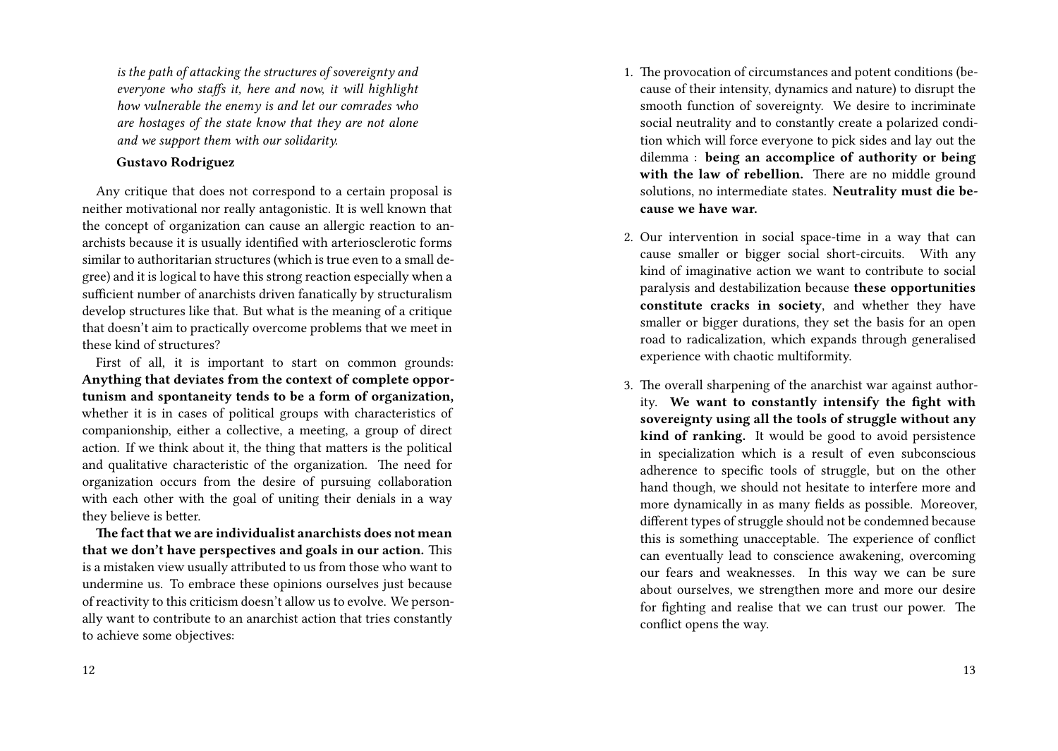*is the path of attacking the structures of sovereignty and everyone who staffs it, here and now, it will highlight how vulnerable the enemy is and let our comrades who are hostages of the state know that they are not alone and we support them with our solidarity.*

**Gustavo Rodriguez**

Any critique that does not correspond to a certain proposal is neither motivational nor really antagonistic. It is well known that the concept of organization can cause an allergic reaction to anarchists because it is usually identified with arteriosclerotic forms similar to authoritarian structures (which is true even to a small degree) and it is logical to have this strong reaction especially when a sufficient number of anarchists driven fanatically by structuralism develop structures like that. But what is the meaning of a critique that doesn't aim to practically overcome problems that we meet in these kind of structures?

First of all, it is important to start on common grounds: **Anything that deviates from the context of complete opportunism and spontaneity tends to be a form of organization,** whether it is in cases of political groups with characteristics of companionship, either a collective, a meeting, a group of direct action. If we think about it, the thing that matters is the political and qualitative characteristic of the organization. The need for organization occurs from the desire of pursuing collaboration with each other with the goal of uniting their denials in a way they believe is better.

**The fact that we are individualist anarchists does not mean that we don't have perspectives and goals in our action.** This is a mistaken view usually attributed to us from those who want to undermine us. To embrace these opinions ourselves just because of reactivity to this criticism doesn't allow us to evolve. We personally want to contribute to an anarchist action that tries constantly to achieve some objectives:

1. The provocation of circumstances and potent conditions (because of their intensity, dynamics and nature) to disrupt the smooth function of sovereignty. We desire to incriminate social neutrality and to constantly create a polarized condition which will force everyone to pick sides and lay out the dilemma : **being an accomplice of authority or being with the law of rebellion.** There are no middle ground solutions, no intermediate states. **Neutrality must die because we have war.**

2. Our intervention in social space-time in a way that can cause smaller or bigger social short-circuits. With any kind of imaginative action we want to contribute to social paralysis and destabilization because **these opportunities constitute cracks in society**, and whether they have smaller or bigger durations, they set the basis for an open road to radicalization, which expands through generalised experience with chaotic multiformity.

3. The overall sharpening of the anarchist war against authority. **We want to constantly intensify the fight with sovereignty using all the tools of struggle without any kind of ranking.** It would be good to avoid persistence in specialization which is a result of even subconscious adherence to specific tools of struggle, but on the other hand though, we should not hesitate to interfere more and more dynamically in as many fields as possible. Moreover, different types of struggle should not be condemned because this is something unacceptable. The experience of conflict can eventually lead to conscience awakening, overcoming our fears and weaknesses. In this way we can be sure about ourselves, we strengthen more and more our desire for fighting and realise that we can trust our power. The conflict opens the way.